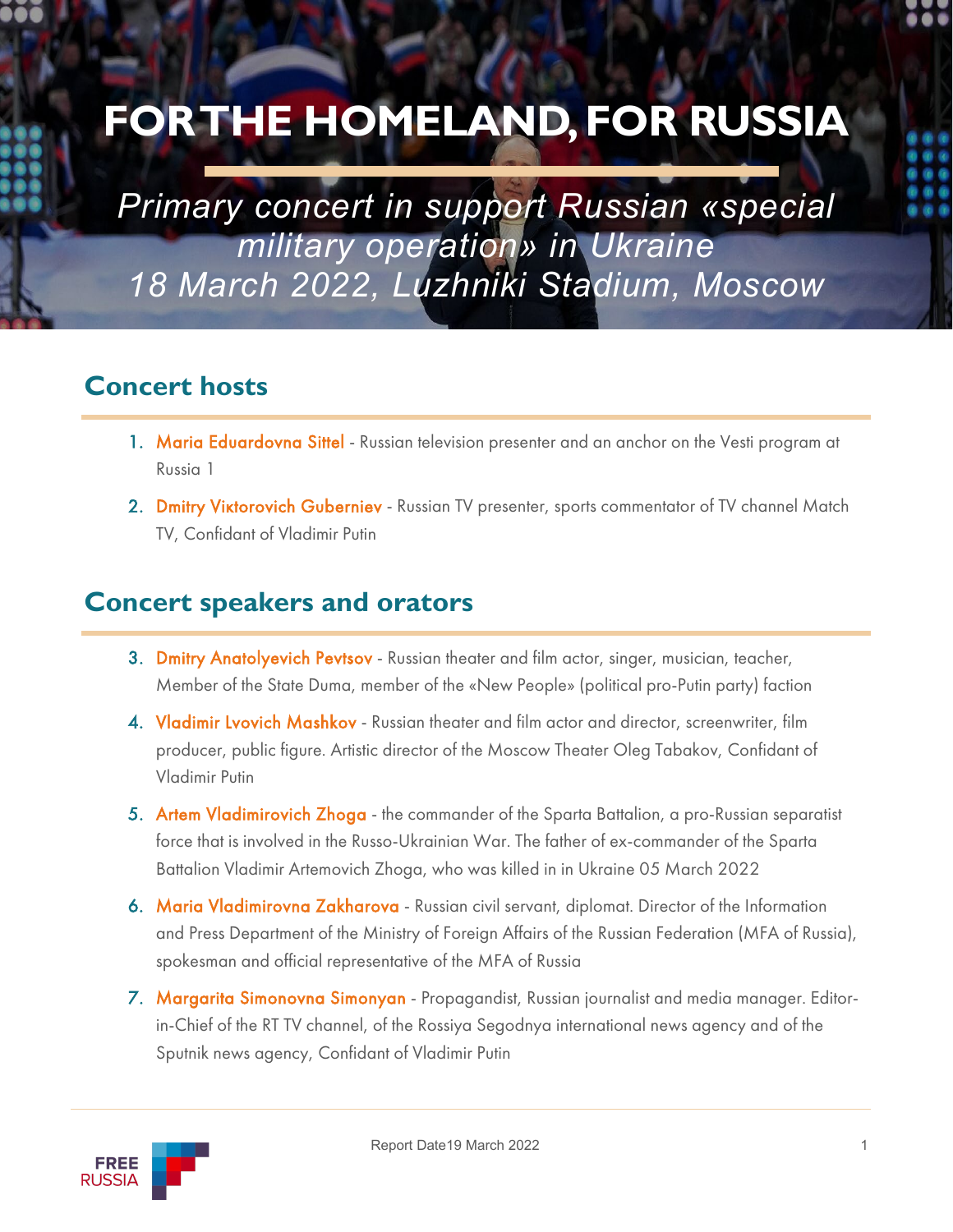# FOR THE HOMELAND, FOR RUSSIA

*Primary concert in support Russian «special military operation» in Ukraine*
*18 March 2022, Luzhniki Stadium, Moscow*

## Concert hosts

1. Maria Eduardovna Sittel - Russian television presenter and an anchor on the Vesti program at Russia 1
2. Dmitry Viкtorovich Guberniev - Russian TV presenter, sports commentator of TV channel Match TV, Confidant of Vladimir Putin

## Concert speakers and orators

3. Dmitry Anatolyevich Pevtsov - Russian theater and film actor, singer, musician, teacher, Member of the State Duma, member of the «New People» (political pro-Putin party) faction
4. Vladimir Lvovich Mashkov - Russian theater and film actor and director, screenwriter, film producer, public figure. Artistic director of the Moscow Theater Oleg Tabakov, Confidant of Vladimir Putin
5. Artem Vladimirovich Zhoga - the commander of the Sparta Battalion, a pro-Russian separatist force that is involved in the Russo-Ukrainian War. The father of ex-commander of the Sparta Battalion Vladimir Artemovich Zhoga, who was killed in in Ukraine 05 March 2022
6. Maria Vladimirovna Zakharova - Russian civil servant, diplomat. Director of the Information and Press Department of the Ministry of Foreign Affairs of the Russian Federation (MFA of Russia), spokesman and official representative of the MFA of Russia
7. Margarita Simonovna Simonyan - Propagandist, Russian journalist and media manager. Editor-in-Chief of the RT TV channel, of the Rossiya Segodnya international news agency and of the Sputnik news agency, Confidant of Vladimir Putin

Report Date19 March 2022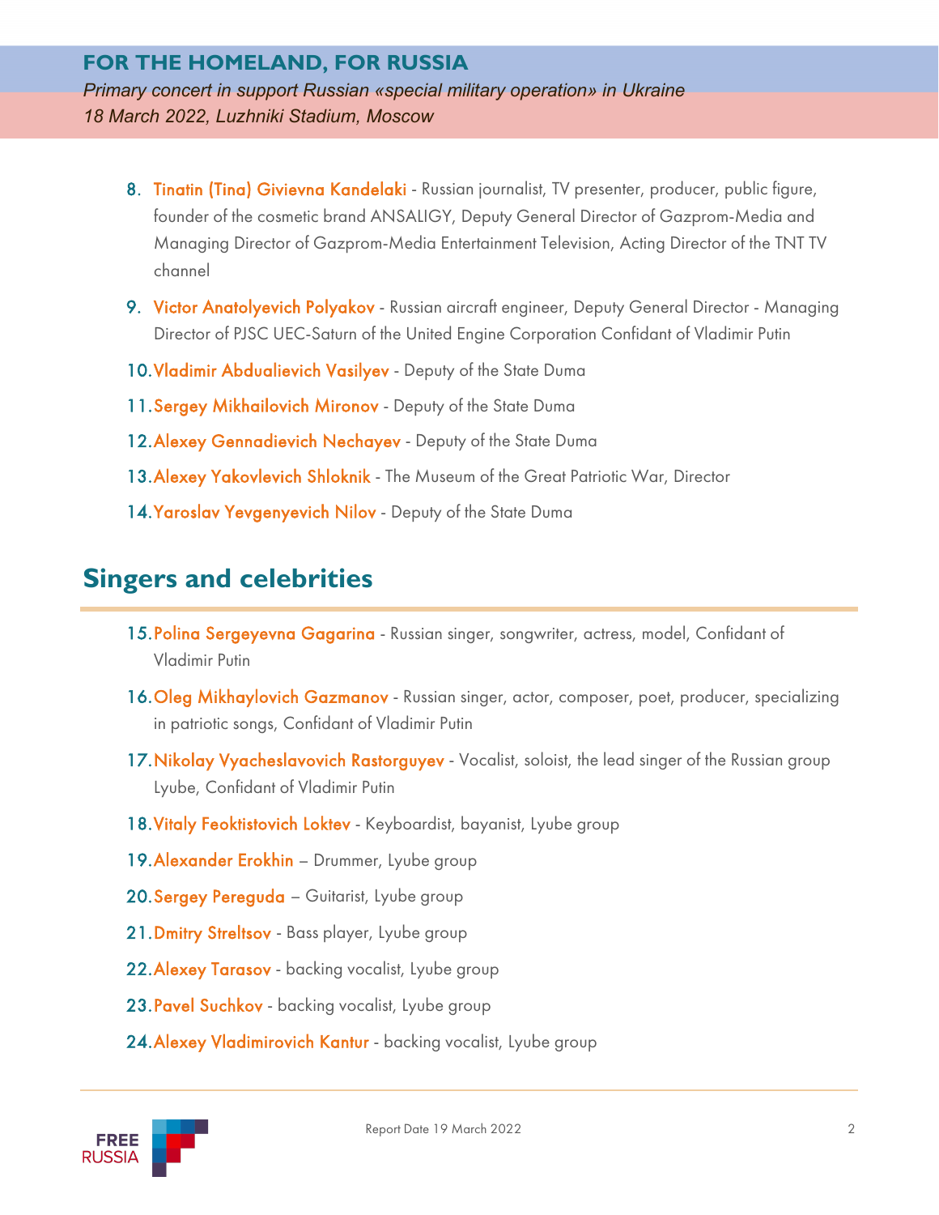8. Tinatin (Tina) Givievna Kandelaki - Russian journalist, TV presenter, producer, public figure, founder of the cosmetic brand ANSALIGY, Deputy General Director of Gazprom-Media and Managing Director of Gazprom-Media Entertainment Television, Acting Director of the TNT TV channel
9. Victor Anatolyevich Polyakov - Russian aircraft engineer, Deputy General Director - Managing Director of PJSC UEC-Saturn of the United Engine Corporation Confidant of Vladimir Putin
10. Vladimir Abdualievich Vasilyev - Deputy of the State Duma
11. Sergey Mikhailovich Mironov - Deputy of the State Duma
12. Alexey Gennadievich Nechayev - Deputy of the State Duma
13. Alexey Yakovlevich Shloknik - The Museum of the Great Patriotic War, Director
14. Yaroslav Yevgenyevich Nilov - Deputy of the State Duma

## Singers and celebrities

15. Polina Sergeyevna Gagarina - Russian singer, songwriter, actress, model, Confidant of Vladimir Putin
16. Oleg Mikhaylovich Gazmanov - Russian singer, actor, composer, poet, producer, specializing in patriotic songs, Confidant of Vladimir Putin
17. Nikolay Vyacheslavovich Rastorguyev - Vocalist, soloist, the lead singer of the Russian group Lyube, Confidant of Vladimir Putin
18. Vitaly Feoktistovich Loktev - Keyboardist, bayanist, Lyube group
19. Alexander Erokhin – Drummer, Lyube group
20. Sergey Pereguda – Guitarist, Lyube group
21. Dmitry Streltsov - Bass player, Lyube group
22. Alexey Tarasov - backing vocalist, Lyube group
23. Pavel Suchkov - backing vocalist, Lyube group
24. Alexey Vladimirovich Kantur - backing vocalist, Lyube group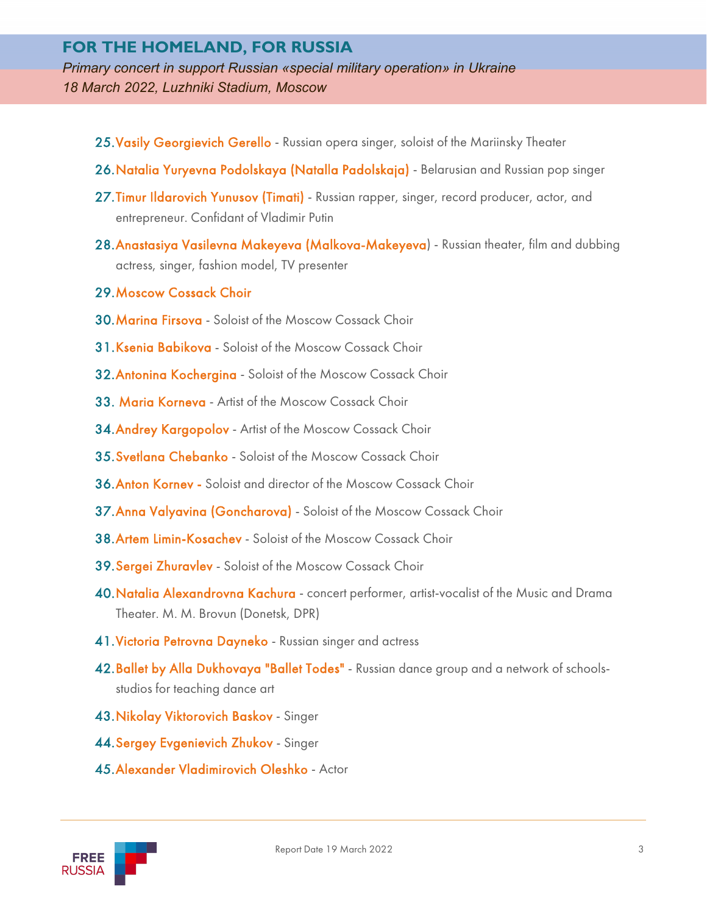25. Vasily Georgievich Gerello - Russian opera singer, soloist of the Mariinsky Theater
26. Natalia Yuryevna Podolskaya (Natalla Padolskaja) - Belarusian and Russian pop singer
27. Timur Ildarovich Yunusov (Timati) - Russian rapper, singer, record producer, actor, and entrepreneur. Confidant of Vladimir Putin
28. Anastasiya Vasilevna Makeyeva (Malkova-Makeyeva) - Russian theater, film and dubbing actress, singer, fashion model, TV presenter
29. Moscow Cossack Choir
30. Marina Firsova - Soloist of the Moscow Cossack Choir
31. Ksenia Babikova - Soloist of the Moscow Cossack Choir
32. Antonina Kochergina - Soloist of the Moscow Cossack Choir
33. Maria Korneva - Artist of the Moscow Cossack Choir
34. Andrey Kargopolov - Artist of the Moscow Cossack Choir
35. Svetlana Chebanko - Soloist of the Moscow Cossack Choir
36. Anton Kornev - Soloist and director of the Moscow Cossack Choir
37. Anna Valyavina (Goncharova) - Soloist of the Moscow Cossack Choir
38. Artem Limin-Kosachev - Soloist of the Moscow Cossack Choir
39. Sergei Zhuravlev - Soloist of the Moscow Cossack Choir
40. Natalia Alexandrovna Kachura - concert performer, artist-vocalist of the Music and Drama Theater. M. M. Brovun (Donetsk, DPR)
41. Victoria Petrovna Dayneko - Russian singer and actress
42. Ballet by Alla Dukhovaya "Ballet Todes" - Russian dance group and a network of schools-studios for teaching dance art
43. Nikolay Viktorovich Baskov - Singer
44. Sergey Evgenievich Zhukov - Singer
45. Alexander Vladimirovich Oleshko - Actor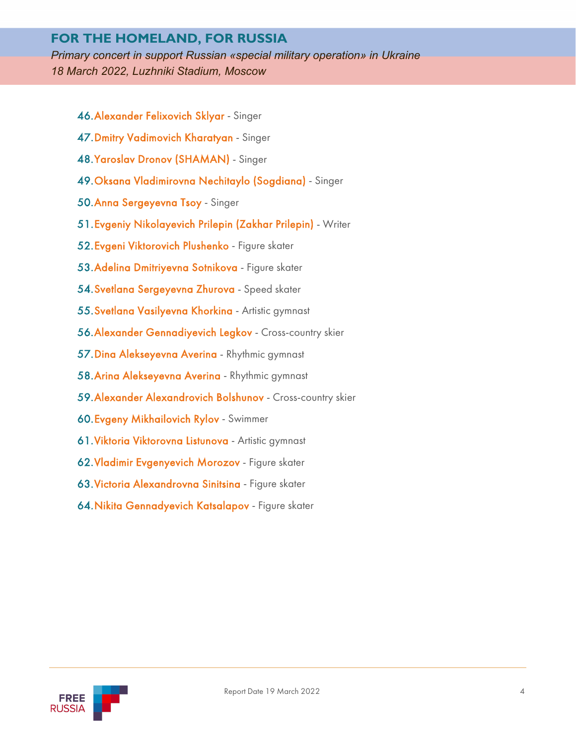46. Alexander Felixovich Sklyar - Singer
47. Dmitry Vadimovich Kharatyan - Singer
48. Yaroslav Dronov (SHAMAN) - Singer
49. Oksana Vladimirovna Nechitaylo (Sogdiana) - Singer
50. Anna Sergeyevna Tsoy - Singer
51. Evgeniy Nikolayevich Prilepin (Zakhar Prilepin) - Writer
52. Evgeni Viktorovich Plushenko - Figure skater
53. Adelina Dmitriyevna Sotnikova - Figure skater
54. Svetlana Sergeyevna Zhurova - Speed skater
55. Svetlana Vasilyevna Khorkina - Artistic gymnast
56. Alexander Gennadiyevich Legkov - Cross-country skier
57. Dina Alekseyevna Averina - Rhythmic gymnast
58. Arina Alekseyevna Averina - Rhythmic gymnast
59. Alexander Alexandrovich Bolshunov - Cross-country skier
60. Evgeny Mikhailovich Rylov - Swimmer
61. Viktoria Viktorovna Listunova - Artistic gymnast
62. Vladimir Evgenyevich Morozov - Figure skater
63. Victoria Alexandrovna Sinitsina - Figure skater
64. Nikita Gennadyevich Katsalapov - Figure skater